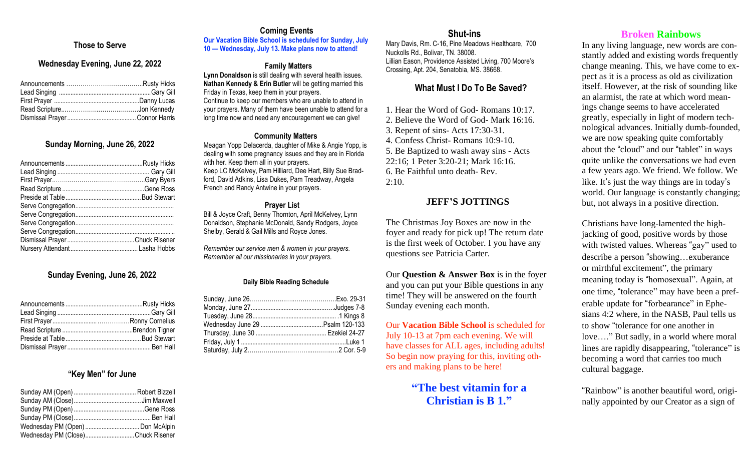## Those to Serve

### Wednesday Evening, June 22, 2022

| | |
|---|---|
| Announcements | Rusty Hicks |
| Lead Singing | Gary Gill |
| First Prayer | Danny Lucas |
| Read Scripture | Jon Kennedy |
| Dismissal Prayer | Connor Harris |

### Sunday Morning, June 26, 2022

| | |
|---|---|
| Announcements | Rusty Hicks |
| Lead Singing | Gary Gill |
| First Prayer | Gary Byers |
| Read Scripture | Gene Ross |
| Preside at Table | Bud Stewart |
| Serve Congregation | |
| Serve Congregation | |
| Serve Congregation | |
| Serve Congregation | |
| Dismissal Prayer | Chuck Risener |
| Nursery Attendant | Lasha Hobbs |

### Sunday Evening, June 26, 2022

| | |
|---|---|
| Announcements | Rusty Hicks |
| Lead Singing | Gary Gill |
| First Prayer | Ronny Cornelius |
| Read Scripture | Brendon Tigner |
| Preside at Table | Bud Stewart |
| Dismissal Prayer | Ben Hall |

### "Key Men" for June

| | |
|---|---|
| Sunday AM (Open) | Robert Bizzell |
| Sunday AM (Close) | Jim Maxwell |
| Sunday PM (Open) | Gene Ross |
| Sunday PM (Close) | Ben Hall |
| Wednesday PM (Open) | Don McAlpin |
| Wednesday PM (Close) | Chuck Risener |

## Coming Events

**Our Vacation Bible School is scheduled for Sunday, July 10 — Wednesday, July 13. Make plans now to attend!**

### Family Matters

**Lynn Donaldson** is still dealing with several health issues.
**Nathan Kennedy & Erin Butler** will be getting married this Friday in Texas, keep them in your prayers.
Continue to keep our members who are unable to attend in your prayers. Many of them have been unable to attend for a long time now and need any encouragement we can give!

### Community Matters

Meagan Yopp Delacerda, daughter of Mike & Angie Yopp, is dealing with some pregnancy issues and they are in Florida with her. Keep them all in your prayers.
Keep LC McKelvey, Pam Hilliard, Dee Hart, Billy Sue Bradford, David Adkins, Lisa Dukes, Pam Treadway, Angela French and Randy Antwine in your prayers.

### Prayer List

Bill & Joyce Craft, Benny Thornton, April McKelvey, Lynn Donaldson, Stephanie McDonald, Sandy Rodgers, Joyce Shelby, Gerald & Gail Mills and Royce Jones.

*Remember our service men & women in your prayers.*
*Remember all our missionaries in your prayers.*

### Daily Bible Reading Schedule

| | |
|---|---|
| Sunday, June 26 | Exo. 29-31 |
| Monday, June 27 | Judges 7-8 |
| Tuesday, June 28 | 1 Kings 8 |
| Wednesday June 29 | Psalm 120-133 |
| Thursday, June 30 | Ezekiel 24-27 |
| Friday, July 1 | Luke 1 |
| Saturday, July 2 | 2 Cor. 5-9 |

## Shut-ins

Mary Davis, Rm. C-16, Pine Meadows Healthcare, 700 Nuckolls Rd., Bolivar, TN. 38008.
Lillian Eason, Providence Assisted Living, 700 Moore's Crossing, Apt. 204, Senatobia, MS. 38668.

## What Must I Do To Be Saved?

1. Hear the Word of God- Romans 10:17.
2. Believe the Word of God- Mark 16:16.
3. Repent of sins- Acts 17:30-31.
4. Confess Christ- Romans 10:9-10.
5. Be Baptized to wash away sins - Acts 22:16; 1 Peter 3:20-21; Mark 16:16.
6. Be Faithful unto death- Rev. 2:10.

## JEFF'S JOTTINGS

The Christmas Joy Boxes are now in the foyer and ready for pick up! The return date is the first week of October. I you have any questions see Patricia Carter.

Our **Question & Answer Box** is in the foyer and you can put your Bible questions in any time! They will be answered on the fourth Sunday evening each month.

Our **Vacation Bible School** is scheduled for July 10-13 at 7pm each evening. We will have classes for ALL ages, including adults! So begin now praying for this, inviting others and making plans to be here!

**"The best vitamin for a Christian is B 1."**

## Broken Rainbows

In any living language, new words are constantly added and existing words frequently change meaning. This, we have come to expect as it is a process as old as civilization itself. However, at the risk of sounding like an alarmist, the rate at which word meanings change seems to have accelerated greatly, especially in light of modern technological advances. Initially dumb-founded, we are now speaking quite comfortably about the "cloud" and our "tablet" in ways quite unlike the conversations we had even a few years ago. We friend. We follow. We like. It's just the way things are in today's world. Our language is constantly changing; but, not always in a positive direction.

Christians have long-lamented the high-jacking of good, positive words by those with twisted values. Whereas "gay" used to describe a person "showing…exuberance or mirthful excitement", the primary meaning today is "homosexual". Again, at one time, "tolerance" may have been a preferable update for "forbearance" in Ephesians 4:2 where, in the NASB, Paul tells us to show "tolerance for one another in love…." But sadly, in a world where moral lines are rapidly disappearing, "tolerance" is becoming a word that carries too much cultural baggage.

"Rainbow" is another beautiful word, originally appointed by our Creator as a sign of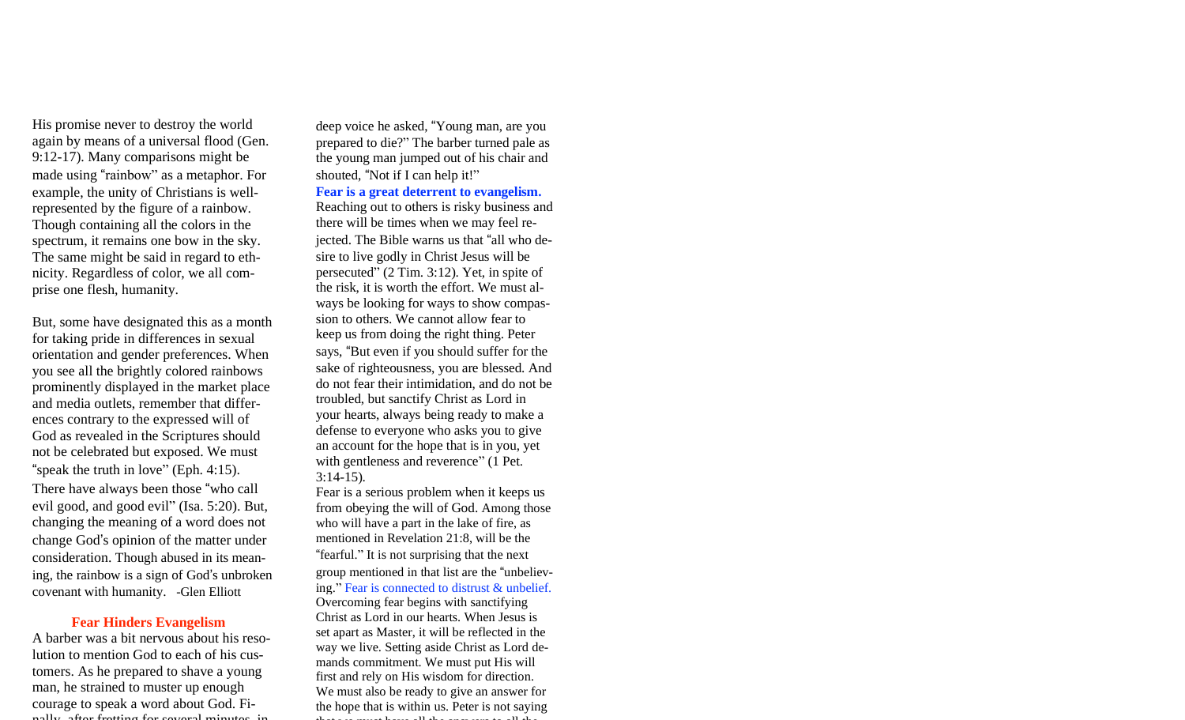His promise never to destroy the world again by means of a universal flood (Gen. 9:12-17). Many comparisons might be made using "rainbow" as a metaphor. For example, the unity of Christians is well-represented by the figure of a rainbow. Though containing all the colors in the spectrum, it remains one bow in the sky. The same might be said in regard to ethnicity. Regardless of color, we all comprise one flesh, humanity.

But, some have designated this as a month for taking pride in differences in sexual orientation and gender preferences. When you see all the brightly colored rainbows prominently displayed in the market place and media outlets, remember that differences contrary to the expressed will of God as revealed in the Scriptures should not be celebrated but exposed. We must "speak the truth in love" (Eph. 4:15). There have always been those "who call evil good, and good evil" (Isa. 5:20). But, changing the meaning of a word does not change God's opinion of the matter under consideration. Though abused in its meaning, the rainbow is a sign of God's unbroken covenant with humanity. -Glen Elliott

## Fear Hinders Evangelism

A barber was a bit nervous about his resolution to mention God to each of his customers. As he prepared to shave a young man, he strained to muster up enough courage to speak a word about God. Finally, after fretting for several minutes, in deep voice he asked, "Young man, are you prepared to die?" The barber turned pale as the young man jumped out of his chair and shouted, "Not if I can help it!"

**Fear is a great deterrent to evangelism.** Reaching out to others is risky business and there will be times when we may feel rejected. The Bible warns us that "all who desire to live godly in Christ Jesus will be persecuted" (2 Tim. 3:12). Yet, in spite of the risk, it is worth the effort. We must always be looking for ways to show compassion to others. We cannot allow fear to keep us from doing the right thing. Peter says, "But even if you should suffer for the sake of righteousness, you are blessed. And do not fear their intimidation, and do not be troubled, but sanctify Christ as Lord in your hearts, always being ready to make a defense to everyone who asks you to give an account for the hope that is in you, yet with gentleness and reverence" (1 Pet. 3:14-15).

Fear is a serious problem when it keeps us from obeying the will of God. Among those who will have a part in the lake of fire, as mentioned in Revelation 21:8, will be the "fearful." It is not surprising that the next group mentioned in that list are the "unbelieving." Fear is connected to distrust & unbelief. Overcoming fear begins with sanctifying Christ as Lord in our hearts. When Jesus is set apart as Master, it will be reflected in the way we live. Setting aside Christ as Lord demands commitment. We must put His will first and rely on His wisdom for direction. We must also be ready to give an answer for the hope that is within us. Peter is not saying